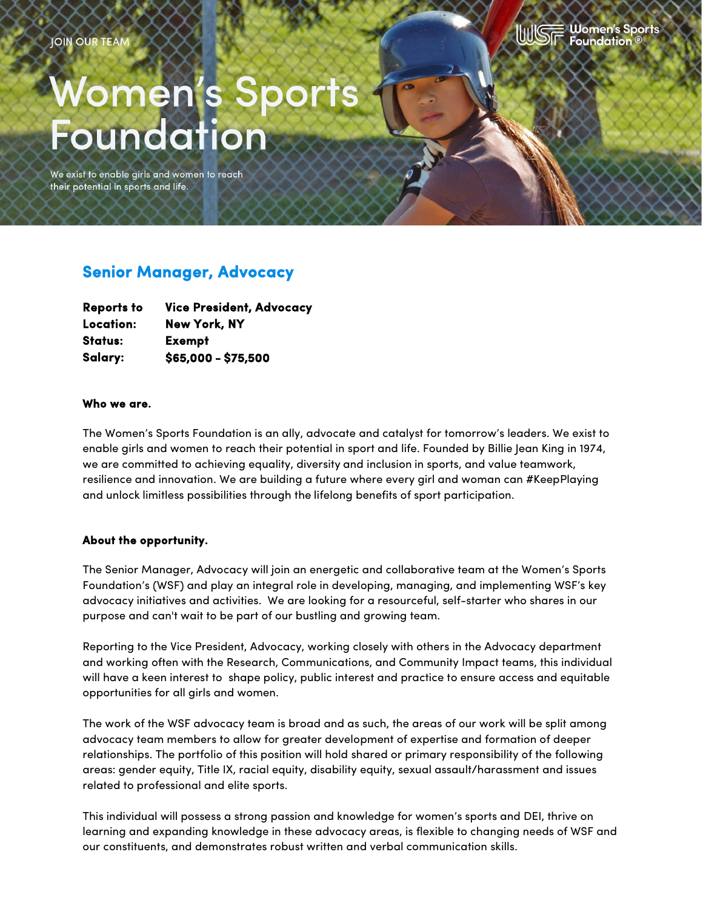JOIN OUR TEAM

Women's Sports Foundation®

# Women's Sports Foundation

We exist to enable girls and women to reach their potential in sports and life.

## Senior Manager, Advocacy

**Reports to** **Vice President, Advocacy**
**Location:** **New York, NY**
**Status:** **Exempt**
**Salary:** **$65,000 - $75,500**

### Who we are.

The Women's Sports Foundation is an ally, advocate and catalyst for tomorrow's leaders. We exist to enable girls and women to reach their potential in sport and life. Founded by Billie Jean King in 1974, we are committed to achieving equality, diversity and inclusion in sports, and value teamwork, resilience and innovation. We are building a future where every girl and woman can #KeepPlaying and unlock limitless possibilities through the lifelong benefits of sport participation.

### About the opportunity.

The Senior Manager, Advocacy will join an energetic and collaborative team at the Women's Sports Foundation's (WSF) and play an integral role in developing, managing, and implementing WSF's key advocacy initiatives and activities. We are looking for a resourceful, self-starter who shares in our purpose and can't wait to be part of our bustling and growing team.

Reporting to the Vice President, Advocacy, working closely with others in the Advocacy department and working often with the Research, Communications, and Community Impact teams, this individual will have a keen interest to shape policy, public interest and practice to ensure access and equitable opportunities for all girls and women.

The work of the WSF advocacy team is broad and as such, the areas of our work will be split among advocacy team members to allow for greater development of expertise and formation of deeper relationships. The portfolio of this position will hold shared or primary responsibility of the following areas: gender equity, Title IX, racial equity, disability equity, sexual assault/harassment and issues related to professional and elite sports.

This individual will possess a strong passion and knowledge for women's sports and DEI, thrive on learning and expanding knowledge in these advocacy areas, is flexible to changing needs of WSF and our constituents, and demonstrates robust written and verbal communication skills.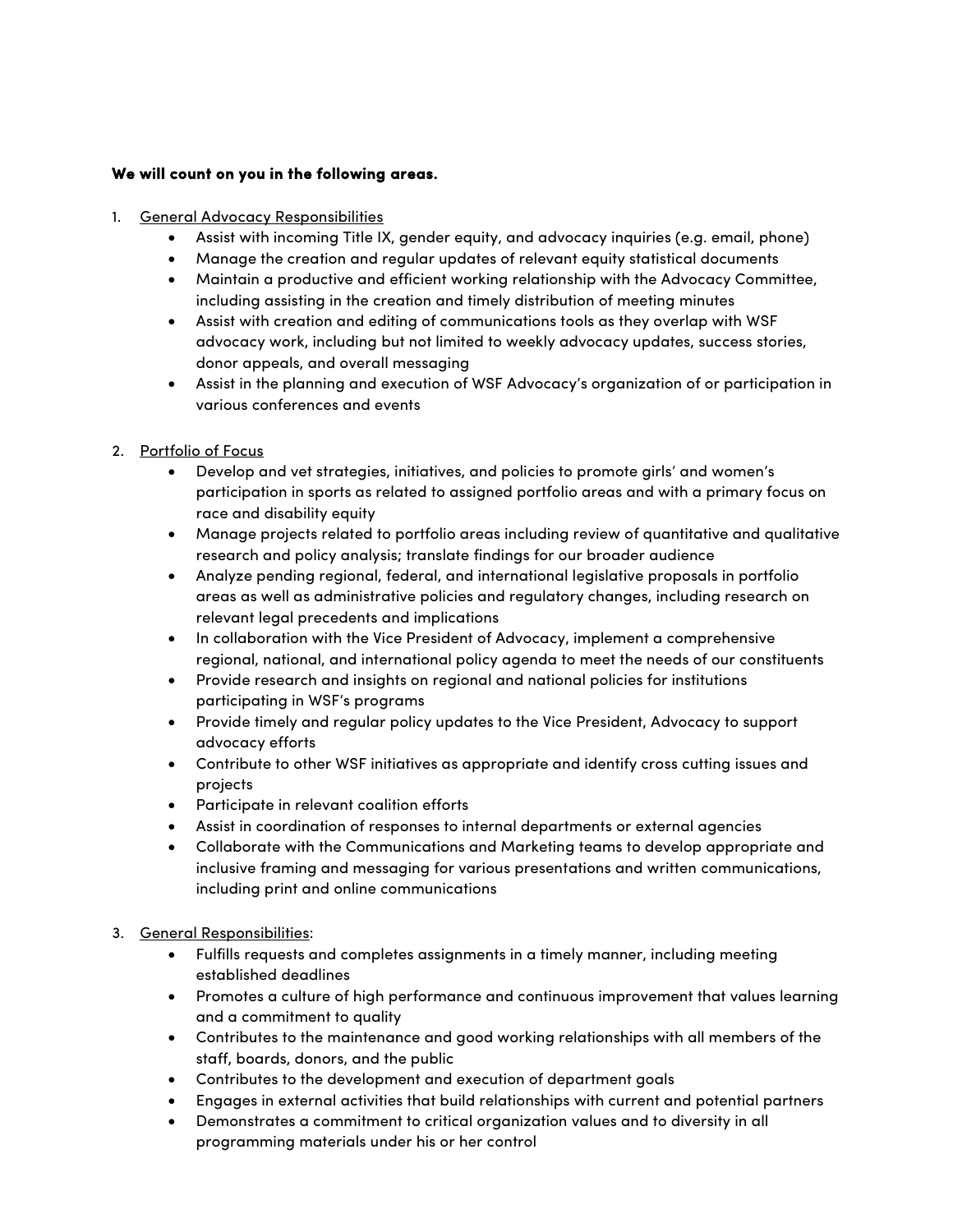**We will count on you in the following areas.**

1. General Advocacy Responsibilities
    - Assist with incoming Title IX, gender equity, and advocacy inquiries (e.g. email, phone)
    - Manage the creation and regular updates of relevant equity statistical documents
    - Maintain a productive and efficient working relationship with the Advocacy Committee, including assisting in the creation and timely distribution of meeting minutes
    - Assist with creation and editing of communications tools as they overlap with WSF advocacy work, including but not limited to weekly advocacy updates, success stories, donor appeals, and overall messaging
    - Assist in the planning and execution of WSF Advocacy's organization of or participation in various conferences and events

2. Portfolio of Focus
    - Develop and vet strategies, initiatives, and policies to promote girls' and women's participation in sports as related to assigned portfolio areas and with a primary focus on race and disability equity
    - Manage projects related to portfolio areas including review of quantitative and qualitative research and policy analysis; translate findings for our broader audience
    - Analyze pending regional, federal, and international legislative proposals in portfolio areas as well as administrative policies and regulatory changes, including research on relevant legal precedents and implications
    - In collaboration with the Vice President of Advocacy, implement a comprehensive regional, national, and international policy agenda to meet the needs of our constituents
    - Provide research and insights on regional and national policies for institutions participating in WSF's programs
    - Provide timely and regular policy updates to the Vice President, Advocacy to support advocacy efforts
    - Contribute to other WSF initiatives as appropriate and identify cross cutting issues and projects
    - Participate in relevant coalition efforts
    - Assist in coordination of responses to internal departments or external agencies
    - Collaborate with the Communications and Marketing teams to develop appropriate and inclusive framing and messaging for various presentations and written communications, including print and online communications

3. General Responsibilities:
    - Fulfills requests and completes assignments in a timely manner, including meeting established deadlines
    - Promotes a culture of high performance and continuous improvement that values learning and a commitment to quality
    - Contributes to the maintenance and good working relationships with all members of the staff, boards, donors, and the public
    - Contributes to the development and execution of department goals
    - Engages in external activities that build relationships with current and potential partners
    - Demonstrates a commitment to critical organization values and to diversity in all programming materials under his or her control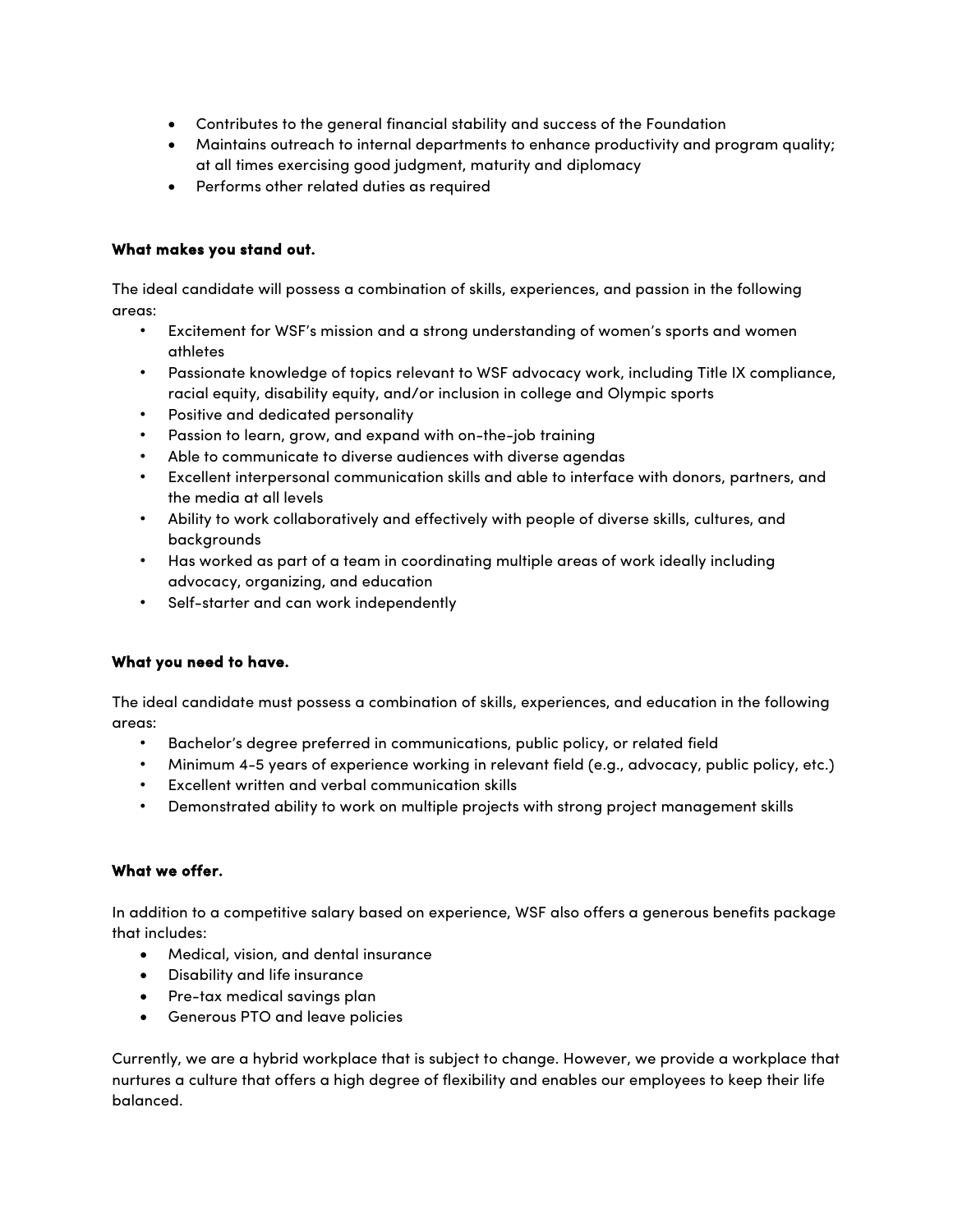- Contributes to the general financial stability and success of the Foundation
- Maintains outreach to internal departments to enhance productivity and program quality; at all times exercising good judgment, maturity and diplomacy
- Performs other related duties as required

**What makes you stand out.**

The ideal candidate will possess a combination of skills, experiences, and passion in the following areas:

- Excitement for WSF's mission and a strong understanding of women's sports and women athletes
- Passionate knowledge of topics relevant to WSF advocacy work, including Title IX compliance, racial equity, disability equity, and/or inclusion in college and Olympic sports
- Positive and dedicated personality
- Passion to learn, grow, and expand with on-the-job training
- Able to communicate to diverse audiences with diverse agendas
- Excellent interpersonal communication skills and able to interface with donors, partners, and the media at all levels
- Ability to work collaboratively and effectively with people of diverse skills, cultures, and backgrounds
- Has worked as part of a team in coordinating multiple areas of work ideally including advocacy, organizing, and education
- Self-starter and can work independently

**What you need to have.**

The ideal candidate must possess a combination of skills, experiences, and education in the following areas:

- Bachelor's degree preferred in communications, public policy, or related field
- Minimum 4-5 years of experience working in relevant field (e.g., advocacy, public policy, etc.)
- Excellent written and verbal communication skills
- Demonstrated ability to work on multiple projects with strong project management skills

**What we offer.**

In addition to a competitive salary based on experience, WSF also offers a generous benefits package that includes:

- Medical, vision, and dental insurance
- Disability and life insurance
- Pre-tax medical savings plan
- Generous PTO and leave policies

Currently, we are a hybrid workplace that is subject to change. However, we provide a workplace that nurtures a culture that offers a high degree of flexibility and enables our employees to keep their life balanced.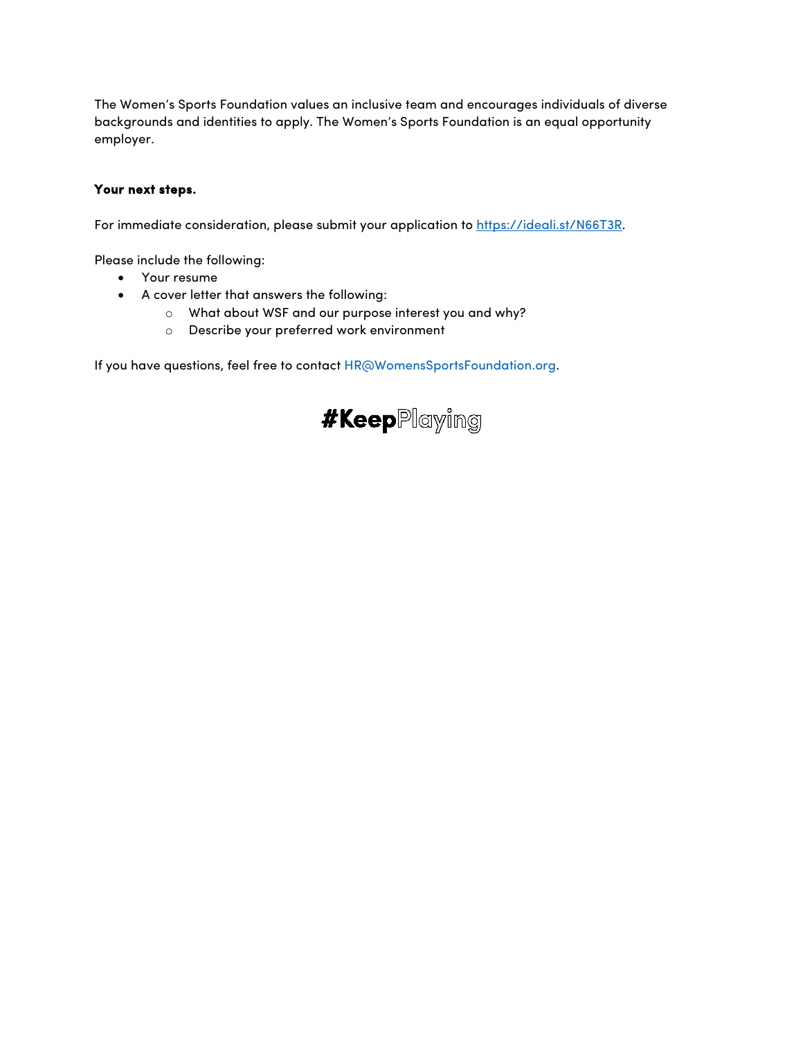The Women's Sports Foundation values an inclusive team and encourages individuals of diverse backgrounds and identities to apply. The Women's Sports Foundation is an equal opportunity employer.

**Your next steps.**

For immediate consideration, please submit your application to [https://ideali.st/N66T3R](https://ideali.st/N66T3R).

Please include the following:

- Your resume
- A cover letter that answers the following:
  - What about WSF and our purpose interest you and why?
  - Describe your preferred work environment

If you have questions, feel free to contact HR@WomensSportsFoundation.org.

**#Keep**Playing